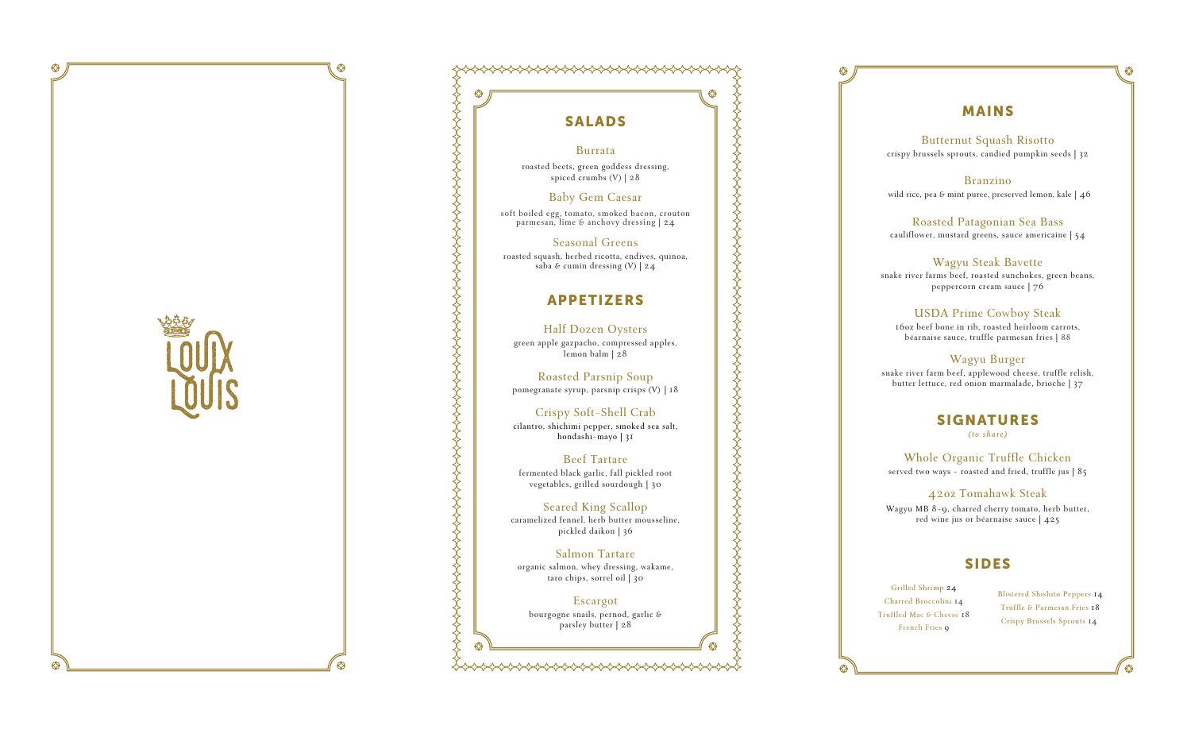LOUIX LOUIS

## SALADS

**Burrata**
roasted beets, green goddess dressing, spiced crumbs (V) | 28

**Baby Gem Caesar**
soft boiled egg, tomato, smoked bacon, crouton parmesan, lime & anchovy dressing | 24

**Seasonal Greens**
roasted squash, herbed ricotta, endives, quinoa, saba & cumin dressing (V) | 24

## APPETIZERS

**Half Dozen Oysters**
green apple gazpacho, compressed apples, lemon balm | 28

**Roasted Parsnip Soup**
pomegranate syrup, parsnip crisps (V) | 18

**Crispy Soft-Shell Crab**
cilantro, shichimi pepper, smoked sea salt, hondashi-mayo | 31

**Beef Tartare**
fermented black garlic, fall pickled root vegetables, grilled sourdough | 30

**Seared King Scallop**
caramelized fennel, herb butter mousseline, pickled daikon | 36

**Salmon Tartare**
organic salmon, whey dressing, wakame, taro chips, sorrel oil | 30

**Escargot**
bourgogne snails, pernod, garlic & parsley butter | 28

## MAINS

**Butternut Squash Risotto**
crispy brussels sprouts, candied pumpkin seeds | 32

**Branzino**
wild rice, pea & mint puree, preserved lemon, kale | 46

**Roasted Patagonian Sea Bass**
cauliflower, mustard greens, sauce americaine | 54

**Wagyu Steak Bavette**
snake river farms beef, roasted sunchokes, green beans, peppercorn cream sauce | 76

**USDA Prime Cowboy Steak**
16oz beef bone in rib, roasted heirloom carrots, béarnaise sauce, truffle parmesan fries | 88

**Wagyu Burger**
snake river farm beef, applewood cheese, truffle relish, butter lettuce, red onion marmalade, brioche | 37

## SIGNATURES

*(to share)*

**Whole Organic Truffle Chicken**
served two ways - roasted and fried, truffle jus | 85

**42oz Tomahawk Steak**
Wagyu MB 8-9, charred cherry tomato, herb butter, red wine jus or béarnaise sauce | 425

## SIDES

Grilled Shrimp 24
Charred Broccolini 14
Truffled Mac & Cheese 18
French Fries 9
Blistered Shishito Peppers 14
Truffle & Parmesan Fries 18
Crispy Brussels Sprouts 14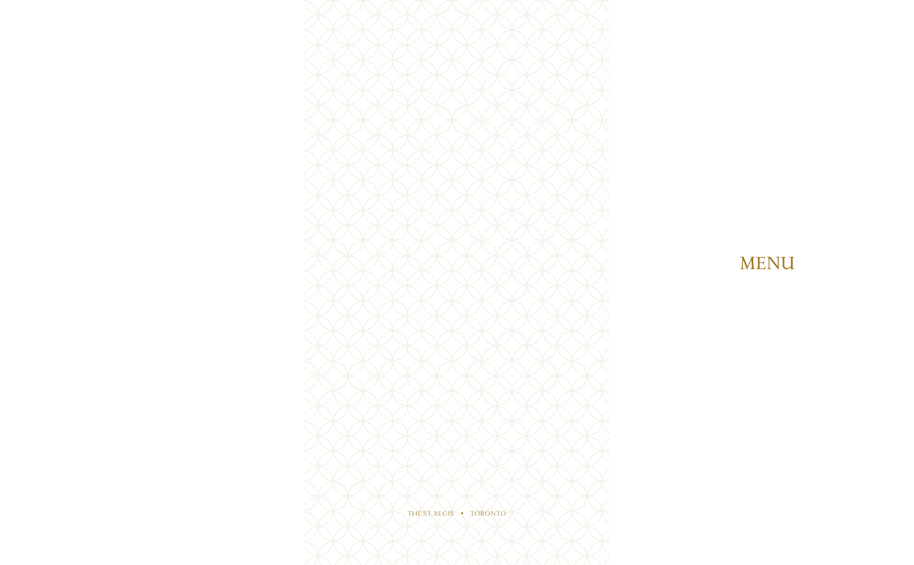THE ST. REGIS • TORONTO

# MENU